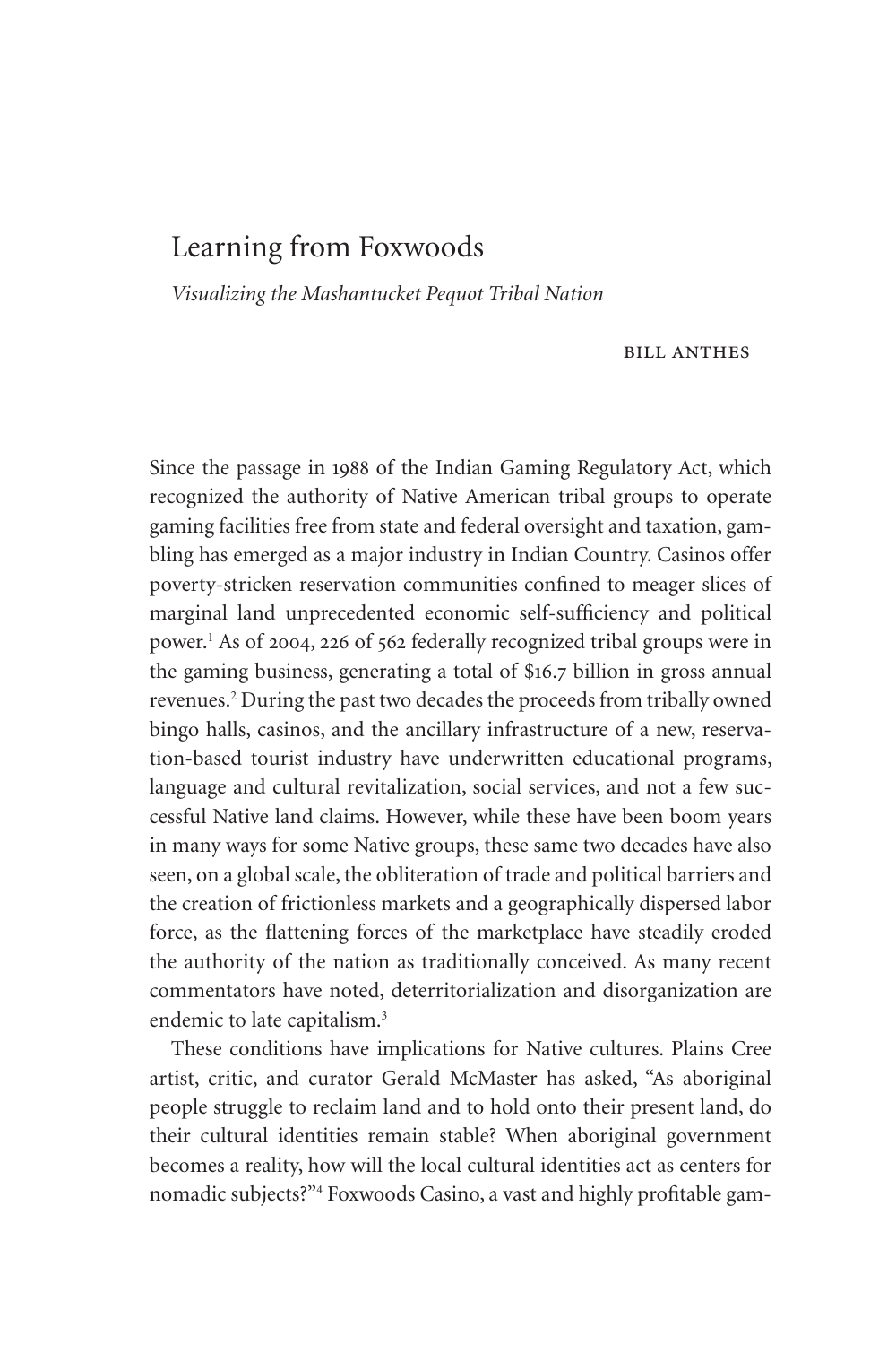# Learning from Foxwoods

*Visualizing the Mashantucket Pequot Tribal Nation*

BILL ANTHES

Since the passage in 1988 of the Indian Gaming Regulatory Act, which recognized the authority of Native American tribal groups to operate gaming facilities free from state and federal oversight and taxation, gambling has emerged as a major industry in Indian Country. Casinos offer poverty-stricken reservation communities confined to meager slices of marginal land unprecedented economic self-sufficiency and political power.[1] As of 2004, 226 of 562 federally recognized tribal groups were in the gaming business, generating a total of $16.7 billion in gross annual revenues.[2] During the past two decades the proceeds from tribally owned bingo halls, casinos, and the ancillary infrastructure of a new, reservation-based tourist industry have underwritten educational programs, language and cultural revitalization, social services, and not a few successful Native land claims. However, while these have been boom years in many ways for some Native groups, these same two decades have also seen, on a global scale, the obliteration of trade and political barriers and the creation of frictionless markets and a geographically dispersed labor force, as the flattening forces of the marketplace have steadily eroded the authority of the nation as traditionally conceived. As many recent commentators have noted, deterritorialization and disorganization are endemic to late capitalism.[3]

These conditions have implications for Native cultures. Plains Cree artist, critic, and curator Gerald McMaster has asked, "As aboriginal people struggle to reclaim land and to hold onto their present land, do their cultural identities remain stable? When aboriginal government becomes a reality, how will the local cultural identities act as centers for nomadic subjects?"[4] Foxwoods Casino, a vast and highly profitable gam-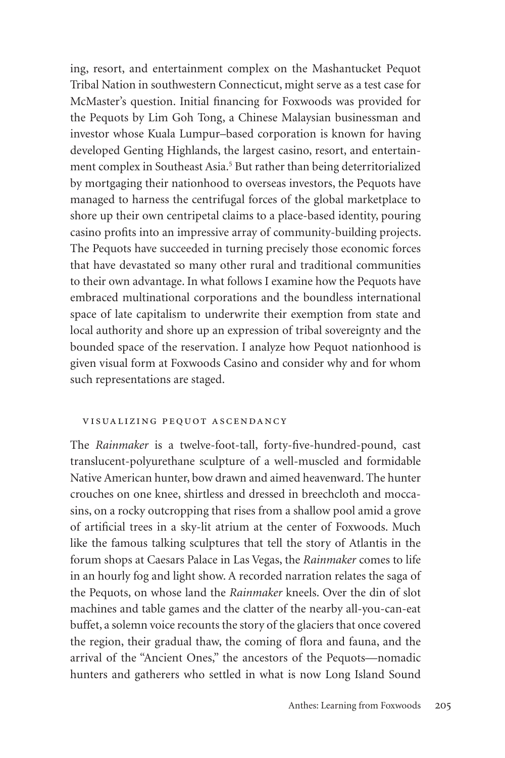ing, resort, and entertainment complex on the Mashantucket Pequot Tribal Nation in southwestern Connecticut, might serve as a test case for McMaster's question. Initial financing for Foxwoods was provided for the Pequots by Lim Goh Tong, a Chinese Malaysian businessman and investor whose Kuala Lumpur–based corporation is known for having developed Genting Highlands, the largest casino, resort, and entertainment complex in Southeast Asia.[5] But rather than being deterritorialized by mortgaging their nationhood to overseas investors, the Pequots have managed to harness the centrifugal forces of the global marketplace to shore up their own centripetal claims to a place-based identity, pouring casino profits into an impressive array of community-building projects. The Pequots have succeeded in turning precisely those economic forces that have devastated so many other rural and traditional communities to their own advantage. In what follows I examine how the Pequots have embraced multinational corporations and the boundless international space of late capitalism to underwrite their exemption from state and local authority and shore up an expression of tribal sovereignty and the bounded space of the reservation. I analyze how Pequot nationhood is given visual form at Foxwoods Casino and consider why and for whom such representations are staged.

## Visualizing Pequot Ascendancy

The *Rainmaker* is a twelve-foot-tall, forty-five-hundred-pound, cast translucent-polyurethane sculpture of a well-muscled and formidable Native American hunter, bow drawn and aimed heavenward. The hunter crouches on one knee, shirtless and dressed in breechcloth and moccasins, on a rocky outcropping that rises from a shallow pool amid a grove of artificial trees in a sky-lit atrium at the center of Foxwoods. Much like the famous talking sculptures that tell the story of Atlantis in the forum shops at Caesars Palace in Las Vegas, the *Rainmaker* comes to life in an hourly fog and light show. A recorded narration relates the saga of the Pequots, on whose land the *Rainmaker* kneels. Over the din of slot machines and table games and the clatter of the nearby all-you-can-eat buffet, a solemn voice recounts the story of the glaciers that once covered the region, their gradual thaw, the coming of flora and fauna, and the arrival of the "Ancient Ones," the ancestors of the Pequots—nomadic hunters and gatherers who settled in what is now Long Island Sound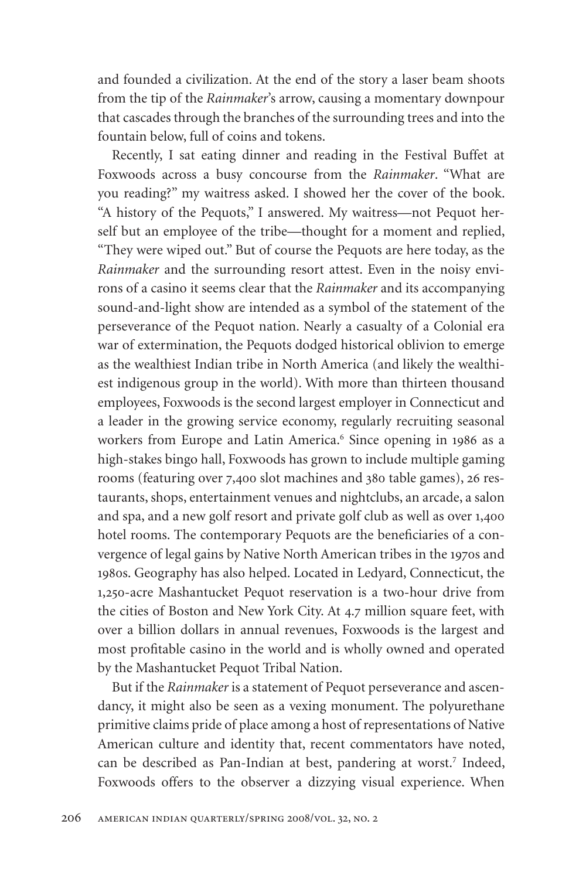and founded a civilization. At the end of the story a laser beam shoots from the tip of the *Rainmaker*'s arrow, causing a momentary downpour that cascades through the branches of the surrounding trees and into the fountain below, full of coins and tokens.

Recently, I sat eating dinner and reading in the Festival Buffet at Foxwoods across a busy concourse from the *Rainmaker*. "What are you reading?" my waitress asked. I showed her the cover of the book. "A history of the Pequots," I answered. My waitress—not Pequot herself but an employee of the tribe—thought for a moment and replied, "They were wiped out." But of course the Pequots are here today, as the *Rainmaker* and the surrounding resort attest. Even in the noisy environs of a casino it seems clear that the *Rainmaker* and its accompanying sound-and-light show are intended as a symbol of the statement of the perseverance of the Pequot nation. Nearly a casualty of a Colonial era war of extermination, the Pequots dodged historical oblivion to emerge as the wealthiest Indian tribe in North America (and likely the wealthiest indigenous group in the world). With more than thirteen thousand employees, Foxwoods is the second largest employer in Connecticut and a leader in the growing service economy, regularly recruiting seasonal workers from Europe and Latin America.[6] Since opening in 1986 as a high-stakes bingo hall, Foxwoods has grown to include multiple gaming rooms (featuring over 7,400 slot machines and 380 table games), 26 restaurants, shops, entertainment venues and nightclubs, an arcade, a salon and spa, and a new golf resort and private golf club as well as over 1,400 hotel rooms. The contemporary Pequots are the beneficiaries of a convergence of legal gains by Native North American tribes in the 1970s and 1980s. Geography has also helped. Located in Ledyard, Connecticut, the 1,250-acre Mashantucket Pequot reservation is a two-hour drive from the cities of Boston and New York City. At 4.7 million square feet, with over a billion dollars in annual revenues, Foxwoods is the largest and most profitable casino in the world and is wholly owned and operated by the Mashantucket Pequot Tribal Nation.

But if the *Rainmaker* is a statement of Pequot perseverance and ascendancy, it might also be seen as a vexing monument. The polyurethane primitive claims pride of place among a host of representations of Native American culture and identity that, recent commentators have noted, can be described as Pan-Indian at best, pandering at worst.[7] Indeed, Foxwoods offers to the observer a dizzying visual experience. When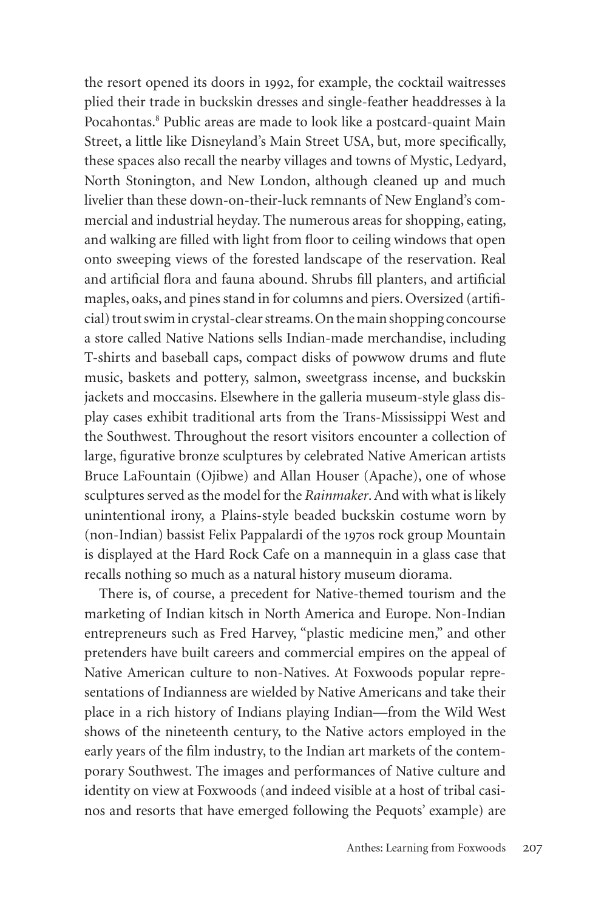the resort opened its doors in 1992, for example, the cocktail waitresses plied their trade in buckskin dresses and single-feather headdresses à la Pocahontas.[8] Public areas are made to look like a postcard-quaint Main Street, a little like Disneyland's Main Street USA, but, more specifically, these spaces also recall the nearby villages and towns of Mystic, Ledyard, North Stonington, and New London, although cleaned up and much livelier than these down-on-their-luck remnants of New England's commercial and industrial heyday. The numerous areas for shopping, eating, and walking are filled with light from floor to ceiling windows that open onto sweeping views of the forested landscape of the reservation. Real and artificial flora and fauna abound. Shrubs fill planters, and artificial maples, oaks, and pines stand in for columns and piers. Oversized (artificial) trout swim in crystal-clear streams. On the main shopping concourse a store called Native Nations sells Indian-made merchandise, including T-shirts and baseball caps, compact disks of powwow drums and flute music, baskets and pottery, salmon, sweetgrass incense, and buckskin jackets and moccasins. Elsewhere in the galleria museum-style glass display cases exhibit traditional arts from the Trans-Mississippi West and the Southwest. Throughout the resort visitors encounter a collection of large, figurative bronze sculptures by celebrated Native American artists Bruce LaFountain (Ojibwe) and Allan Houser (Apache), one of whose sculptures served as the model for the *Rainmaker*. And with what is likely unintentional irony, a Plains-style beaded buckskin costume worn by (non-Indian) bassist Felix Pappalardi of the 1970s rock group Mountain is displayed at the Hard Rock Cafe on a mannequin in a glass case that recalls nothing so much as a natural history museum diorama.

There is, of course, a precedent for Native-themed tourism and the marketing of Indian kitsch in North America and Europe. Non-Indian entrepreneurs such as Fred Harvey, "plastic medicine men," and other pretenders have built careers and commercial empires on the appeal of Native American culture to non-Natives. At Foxwoods popular representations of Indianness are wielded by Native Americans and take their place in a rich history of Indians playing Indian—from the Wild West shows of the nineteenth century, to the Native actors employed in the early years of the film industry, to the Indian art markets of the contemporary Southwest. The images and performances of Native culture and identity on view at Foxwoods (and indeed visible at a host of tribal casinos and resorts that have emerged following the Pequots' example) are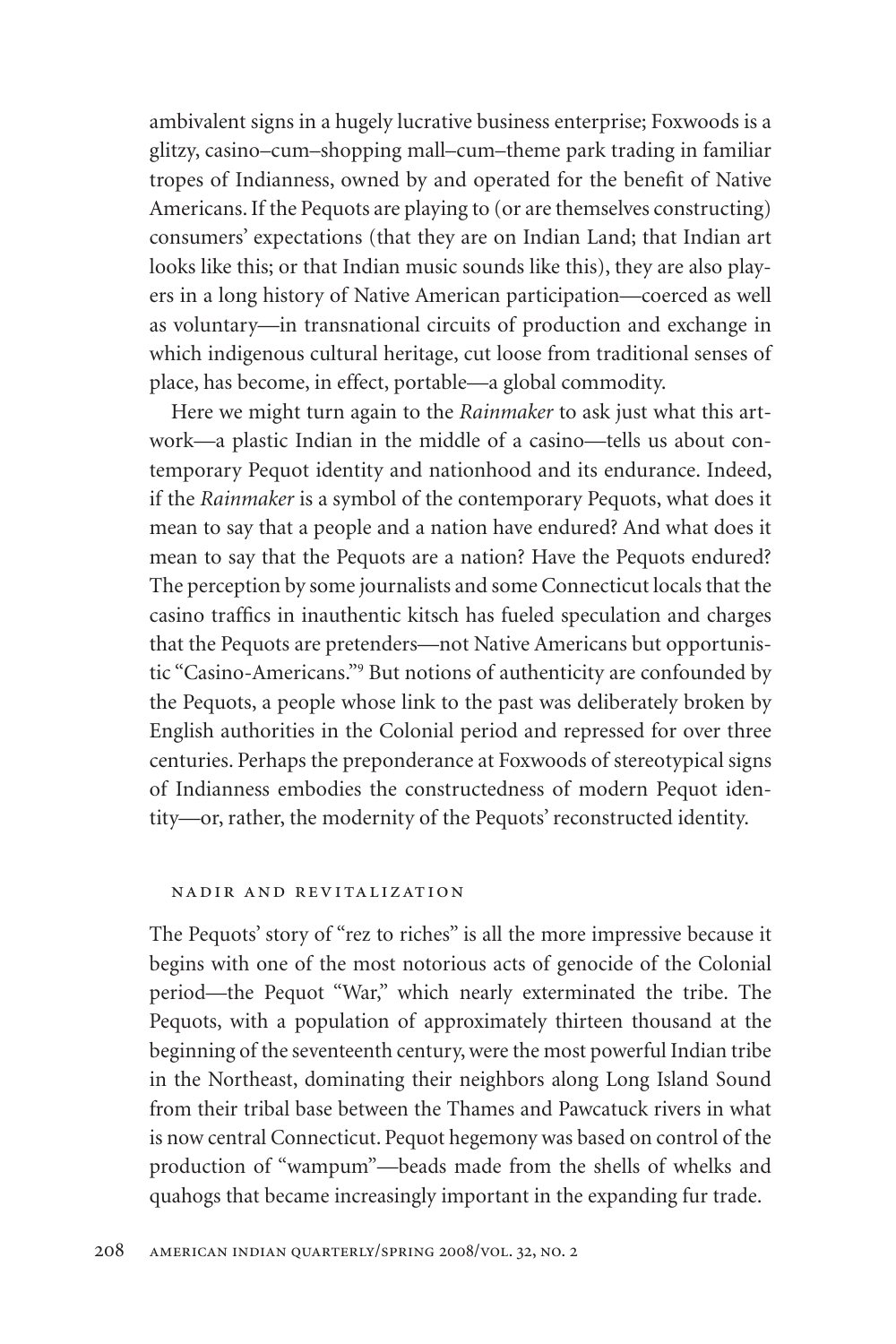ambivalent signs in a hugely lucrative business enterprise; Foxwoods is a glitzy, casino–cum–shopping mall–cum–theme park trading in familiar tropes of Indianness, owned by and operated for the benefit of Native Americans. If the Pequots are playing to (or are themselves constructing) consumers' expectations (that they are on Indian Land; that Indian art looks like this; or that Indian music sounds like this), they are also players in a long history of Native American participation—coerced as well as voluntary—in transnational circuits of production and exchange in which indigenous cultural heritage, cut loose from traditional senses of place, has become, in effect, portable—a global commodity.

Here we might turn again to the *Rainmaker* to ask just what this artwork—a plastic Indian in the middle of a casino—tells us about contemporary Pequot identity and nationhood and its endurance. Indeed, if the *Rainmaker* is a symbol of the contemporary Pequots, what does it mean to say that a people and a nation have endured? And what does it mean to say that the Pequots are a nation? Have the Pequots endured? The perception by some journalists and some Connecticut locals that the casino traffics in inauthentic kitsch has fueled speculation and charges that the Pequots are pretenders—not Native Americans but opportunistic "Casino-Americans."[9] But notions of authenticity are confounded by the Pequots, a people whose link to the past was deliberately broken by English authorities in the Colonial period and repressed for over three centuries. Perhaps the preponderance at Foxwoods of stereotypical signs of Indianness embodies the constructedness of modern Pequot identity—or, rather, the modernity of the Pequots' reconstructed identity.

## NADIR AND REVITALIZATION

The Pequots' story of "rez to riches" is all the more impressive because it begins with one of the most notorious acts of genocide of the Colonial period—the Pequot "War," which nearly exterminated the tribe. The Pequots, with a population of approximately thirteen thousand at the beginning of the seventeenth century, were the most powerful Indian tribe in the Northeast, dominating their neighbors along Long Island Sound from their tribal base between the Thames and Pawcatuck rivers in what is now central Connecticut. Pequot hegemony was based on control of the production of "wampum"—beads made from the shells of whelks and quahogs that became increasingly important in the expanding fur trade.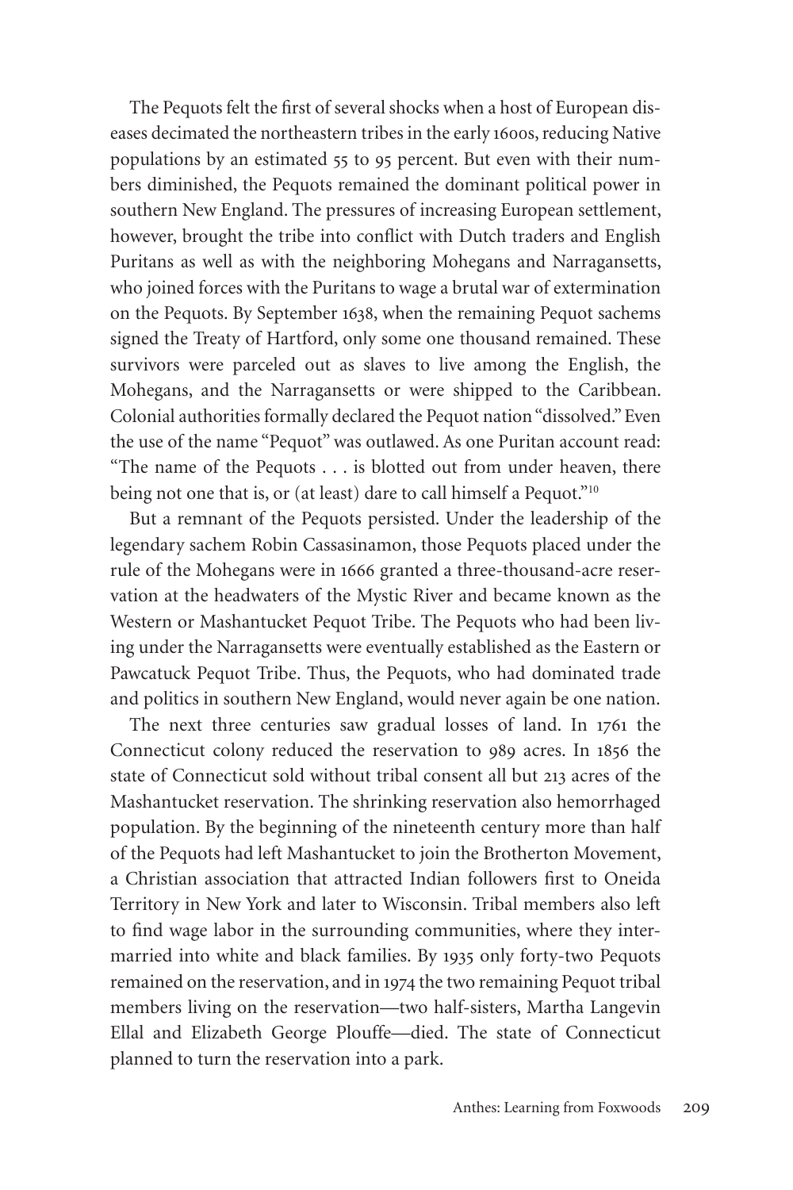The Pequots felt the first of several shocks when a host of European diseases decimated the northeastern tribes in the early 1600s, reducing Native populations by an estimated 55 to 95 percent. But even with their numbers diminished, the Pequots remained the dominant political power in southern New England. The pressures of increasing European settlement, however, brought the tribe into conflict with Dutch traders and English Puritans as well as with the neighboring Mohegans and Narragansetts, who joined forces with the Puritans to wage a brutal war of extermination on the Pequots. By September 1638, when the remaining Pequot sachems signed the Treaty of Hartford, only some one thousand remained. These survivors were parceled out as slaves to live among the English, the Mohegans, and the Narragansetts or were shipped to the Caribbean. Colonial authorities formally declared the Pequot nation "dissolved." Even the use of the name "Pequot" was outlawed. As one Puritan account read: "The name of the Pequots . . . is blotted out from under heaven, there being not one that is, or (at least) dare to call himself a Pequot."[10]

But a remnant of the Pequots persisted. Under the leadership of the legendary sachem Robin Cassasinamon, those Pequots placed under the rule of the Mohegans were in 1666 granted a three-thousand-acre reservation at the headwaters of the Mystic River and became known as the Western or Mashantucket Pequot Tribe. The Pequots who had been living under the Narragansetts were eventually established as the Eastern or Pawcatuck Pequot Tribe. Thus, the Pequots, who had dominated trade and politics in southern New England, would never again be one nation.

The next three centuries saw gradual losses of land. In 1761 the Connecticut colony reduced the reservation to 989 acres. In 1856 the state of Connecticut sold without tribal consent all but 213 acres of the Mashantucket reservation. The shrinking reservation also hemorrhaged population. By the beginning of the nineteenth century more than half of the Pequots had left Mashantucket to join the Brotherton Movement, a Christian association that attracted Indian followers first to Oneida Territory in New York and later to Wisconsin. Tribal members also left to find wage labor in the surrounding communities, where they intermarried into white and black families. By 1935 only forty-two Pequots remained on the reservation, and in 1974 the two remaining Pequot tribal members living on the reservation—two half-sisters, Martha Langevin Ellal and Elizabeth George Plouffe—died. The state of Connecticut planned to turn the reservation into a park.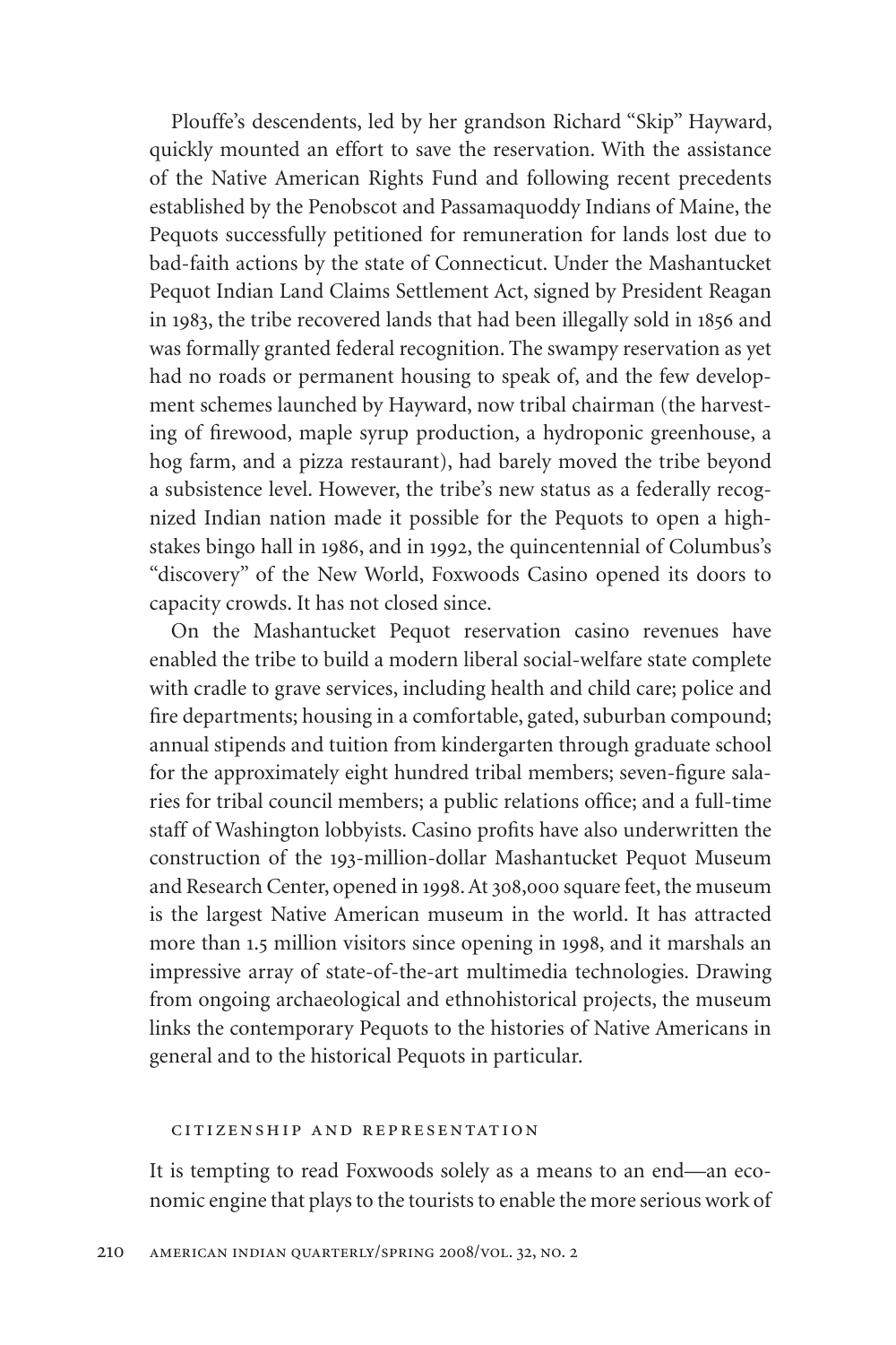Plouffe's descendents, led by her grandson Richard "Skip" Hayward, quickly mounted an effort to save the reservation. With the assistance of the Native American Rights Fund and following recent precedents established by the Penobscot and Passamaquoddy Indians of Maine, the Pequots successfully petitioned for remuneration for lands lost due to bad-faith actions by the state of Connecticut. Under the Mashantucket Pequot Indian Land Claims Settlement Act, signed by President Reagan in 1983, the tribe recovered lands that had been illegally sold in 1856 and was formally granted federal recognition. The swampy reservation as yet had no roads or permanent housing to speak of, and the few development schemes launched by Hayward, now tribal chairman (the harvesting of firewood, maple syrup production, a hydroponic greenhouse, a hog farm, and a pizza restaurant), had barely moved the tribe beyond a subsistence level. However, the tribe's new status as a federally recognized Indian nation made it possible for the Pequots to open a high-stakes bingo hall in 1986, and in 1992, the quincentennial of Columbus's "discovery" of the New World, Foxwoods Casino opened its doors to capacity crowds. It has not closed since.

On the Mashantucket Pequot reservation casino revenues have enabled the tribe to build a modern liberal social-welfare state complete with cradle to grave services, including health and child care; police and fire departments; housing in a comfortable, gated, suburban compound; annual stipends and tuition from kindergarten through graduate school for the approximately eight hundred tribal members; seven-figure salaries for tribal council members; a public relations office; and a full-time staff of Washington lobbyists. Casino profits have also underwritten the construction of the 193-million-dollar Mashantucket Pequot Museum and Research Center, opened in 1998. At 308,000 square feet, the museum is the largest Native American museum in the world. It has attracted more than 1.5 million visitors since opening in 1998, and it marshals an impressive array of state-of-the-art multimedia technologies. Drawing from ongoing archaeological and ethnohistorical projects, the museum links the contemporary Pequots to the histories of Native Americans in general and to the historical Pequots in particular.

## CITIZENSHIP AND REPRESENTATION

It is tempting to read Foxwoods solely as a means to an end—an economic engine that plays to the tourists to enable the more serious work of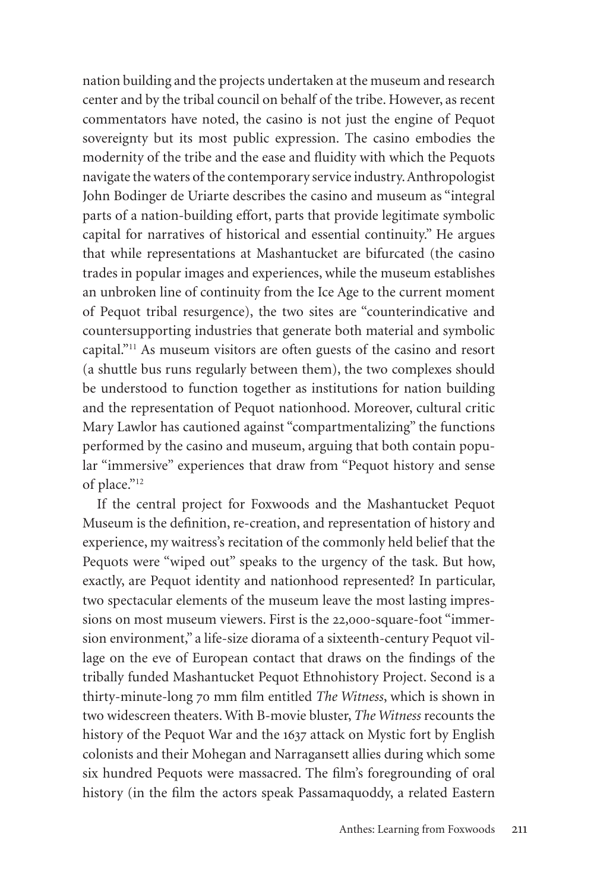nation building and the projects undertaken at the museum and research center and by the tribal council on behalf of the tribe. However, as recent commentators have noted, the casino is not just the engine of Pequot sovereignty but its most public expression. The casino embodies the modernity of the tribe and the ease and fluidity with which the Pequots navigate the waters of the contemporary service industry. Anthropologist John Bodinger de Uriarte describes the casino and museum as "integral parts of a nation-building effort, parts that provide legitimate symbolic capital for narratives of historical and essential continuity." He argues that while representations at Mashantucket are bifurcated (the casino trades in popular images and experiences, while the museum establishes an unbroken line of continuity from the Ice Age to the current moment of Pequot tribal resurgence), the two sites are "counterindicative and countersupporting industries that generate both material and symbolic capital."[11] As museum visitors are often guests of the casino and resort (a shuttle bus runs regularly between them), the two complexes should be understood to function together as institutions for nation building and the representation of Pequot nationhood. Moreover, cultural critic Mary Lawlor has cautioned against "compartmentalizing" the functions performed by the casino and museum, arguing that both contain popular "immersive" experiences that draw from "Pequot history and sense of place."[12]

If the central project for Foxwoods and the Mashantucket Pequot Museum is the definition, re-creation, and representation of history and experience, my waitress's recitation of the commonly held belief that the Pequots were "wiped out" speaks to the urgency of the task. But how, exactly, are Pequot identity and nationhood represented? In particular, two spectacular elements of the museum leave the most lasting impressions on most museum viewers. First is the 22,000-square-foot "immersion environment," a life-size diorama of a sixteenth-century Pequot village on the eve of European contact that draws on the findings of the tribally funded Mashantucket Pequot Ethnohistory Project. Second is a thirty-minute-long 70 mm film entitled *The Witness*, which is shown in two widescreen theaters. With B-movie bluster, *The Witness* recounts the history of the Pequot War and the 1637 attack on Mystic fort by English colonists and their Mohegan and Narragansett allies during which some six hundred Pequots were massacred. The film's foregrounding of oral history (in the film the actors speak Passamaquoddy, a related Eastern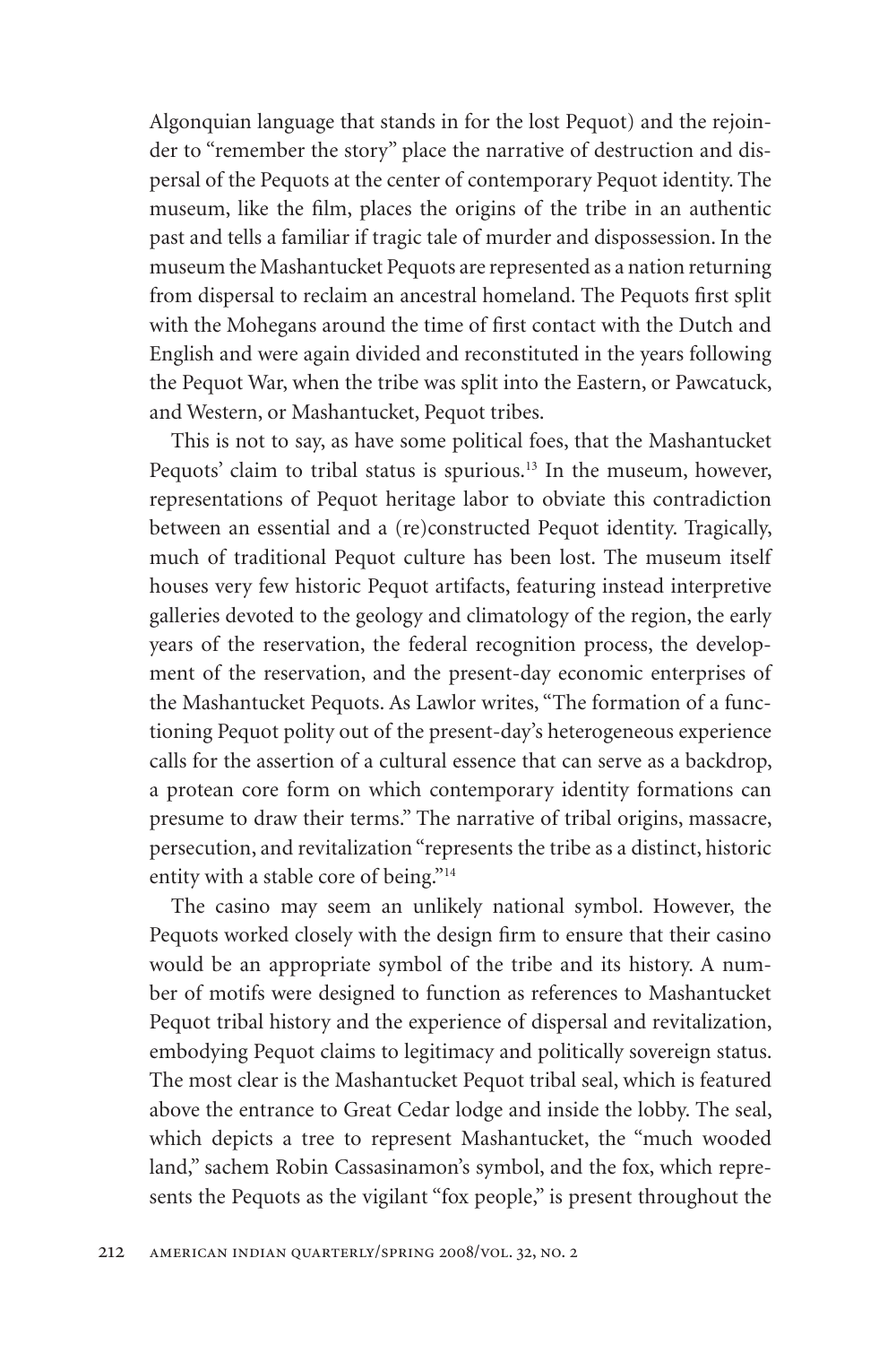Algonquian language that stands in for the lost Pequot) and the rejoinder to "remember the story" place the narrative of destruction and dispersal of the Pequots at the center of contemporary Pequot identity. The museum, like the film, places the origins of the tribe in an authentic past and tells a familiar if tragic tale of murder and dispossession. In the museum the Mashantucket Pequots are represented as a nation returning from dispersal to reclaim an ancestral homeland. The Pequots first split with the Mohegans around the time of first contact with the Dutch and English and were again divided and reconstituted in the years following the Pequot War, when the tribe was split into the Eastern, or Pawcatuck, and Western, or Mashantucket, Pequot tribes.

This is not to say, as have some political foes, that the Mashantucket Pequots' claim to tribal status is spurious.[13] In the museum, however, representations of Pequot heritage labor to obviate this contradiction between an essential and a (re)constructed Pequot identity. Tragically, much of traditional Pequot culture has been lost. The museum itself houses very few historic Pequot artifacts, featuring instead interpretive galleries devoted to the geology and climatology of the region, the early years of the reservation, the federal recognition process, the development of the reservation, and the present-day economic enterprises of the Mashantucket Pequots. As Lawlor writes, "The formation of a functioning Pequot polity out of the present-day's heterogeneous experience calls for the assertion of a cultural essence that can serve as a backdrop, a protean core form on which contemporary identity formations can presume to draw their terms." The narrative of tribal origins, massacre, persecution, and revitalization "represents the tribe as a distinct, historic entity with a stable core of being."[14]

The casino may seem an unlikely national symbol. However, the Pequots worked closely with the design firm to ensure that their casino would be an appropriate symbol of the tribe and its history. A number of motifs were designed to function as references to Mashantucket Pequot tribal history and the experience of dispersal and revitalization, embodying Pequot claims to legitimacy and politically sovereign status. The most clear is the Mashantucket Pequot tribal seal, which is featured above the entrance to Great Cedar lodge and inside the lobby. The seal, which depicts a tree to represent Mashantucket, the "much wooded land," sachem Robin Cassasinamon's symbol, and the fox, which represents the Pequots as the vigilant "fox people," is present throughout the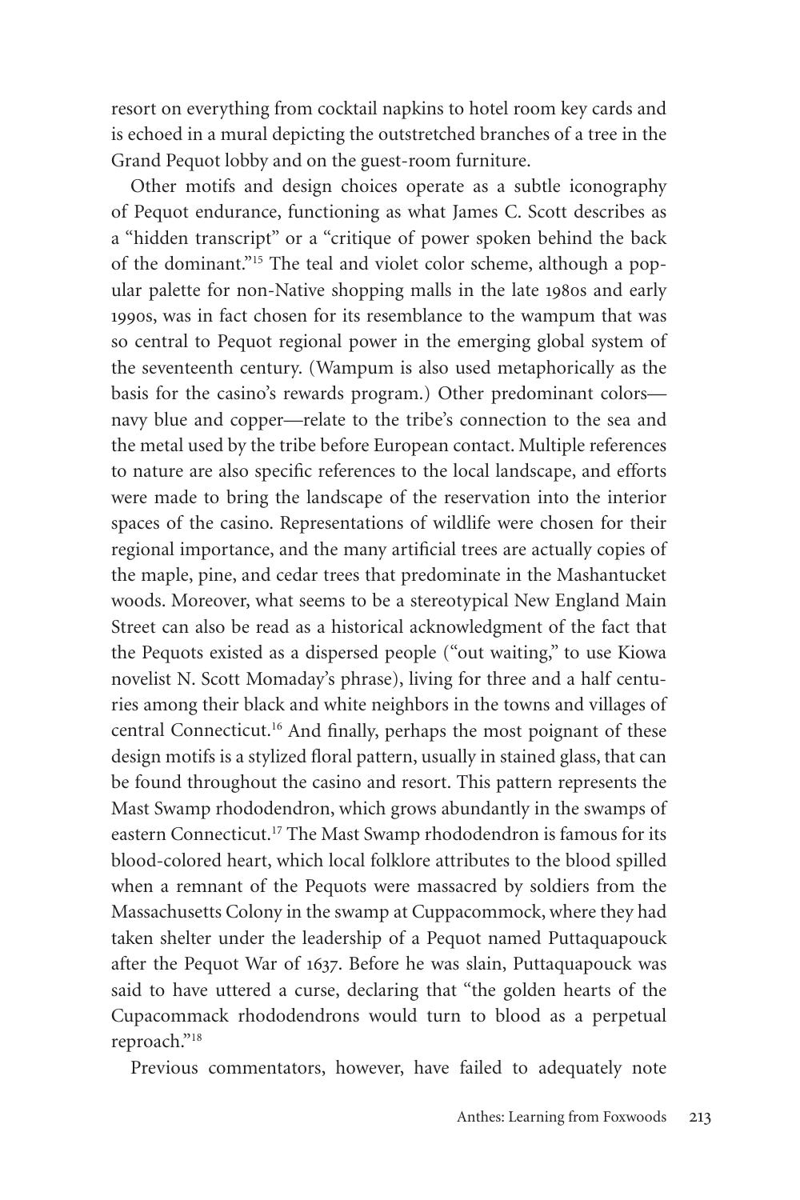resort on everything from cocktail napkins to hotel room key cards and is echoed in a mural depicting the outstretched branches of a tree in the Grand Pequot lobby and on the guest-room furniture.

Other motifs and design choices operate as a subtle iconography of Pequot endurance, functioning as what James C. Scott describes as a "hidden transcript" or a "critique of power spoken behind the back of the dominant."[15] The teal and violet color scheme, although a popular palette for non-Native shopping malls in the late 1980s and early 1990s, was in fact chosen for its resemblance to the wampum that was so central to Pequot regional power in the emerging global system of the seventeenth century. (Wampum is also used metaphorically as the basis for the casino's rewards program.) Other predominant colors—navy blue and copper—relate to the tribe's connection to the sea and the metal used by the tribe before European contact. Multiple references to nature are also specific references to the local landscape, and efforts were made to bring the landscape of the reservation into the interior spaces of the casino. Representations of wildlife were chosen for their regional importance, and the many artificial trees are actually copies of the maple, pine, and cedar trees that predominate in the Mashantucket woods. Moreover, what seems to be a stereotypical New England Main Street can also be read as a historical acknowledgment of the fact that the Pequots existed as a dispersed people ("out waiting," to use Kiowa novelist N. Scott Momaday's phrase), living for three and a half centuries among their black and white neighbors in the towns and villages of central Connecticut.[16] And finally, perhaps the most poignant of these design motifs is a stylized floral pattern, usually in stained glass, that can be found throughout the casino and resort. This pattern represents the Mast Swamp rhododendron, which grows abundantly in the swamps of eastern Connecticut.[17] The Mast Swamp rhododendron is famous for its blood-colored heart, which local folklore attributes to the blood spilled when a remnant of the Pequots were massacred by soldiers from the Massachusetts Colony in the swamp at Cuppacommock, where they had taken shelter under the leadership of a Pequot named Puttaquapouck after the Pequot War of 1637. Before he was slain, Puttaquapouck was said to have uttered a curse, declaring that "the golden hearts of the Cupacommack rhododendrons would turn to blood as a perpetual reproach."[18]

Previous commentators, however, have failed to adequately note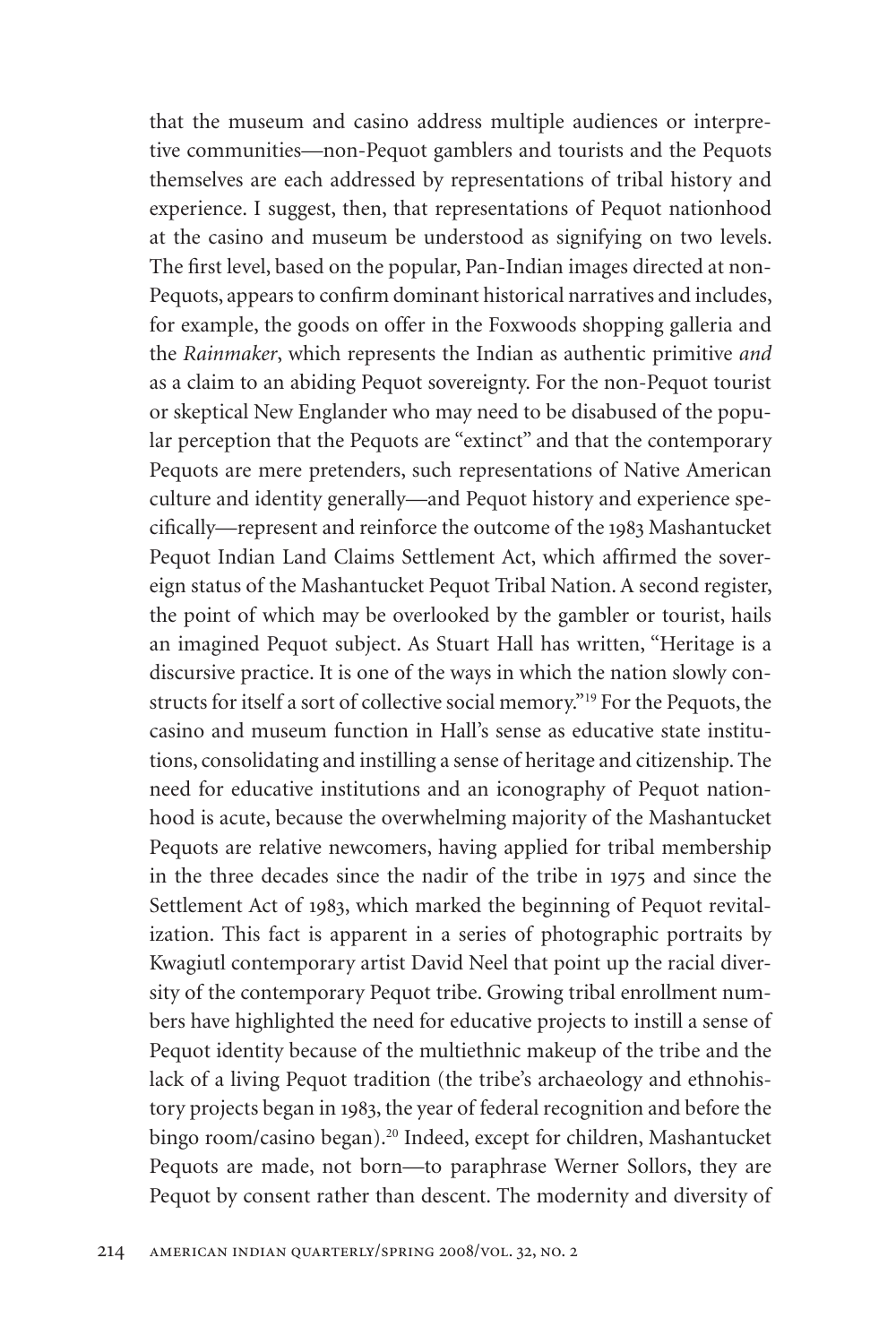that the museum and casino address multiple audiences or interpretive communities—non-Pequot gamblers and tourists and the Pequots themselves are each addressed by representations of tribal history and experience. I suggest, then, that representations of Pequot nationhood at the casino and museum be understood as signifying on two levels. The first level, based on the popular, Pan-Indian images directed at non-Pequots, appears to confirm dominant historical narratives and includes, for example, the goods on offer in the Foxwoods shopping galleria and the *Rainmaker*, which represents the Indian as authentic primitive *and* as a claim to an abiding Pequot sovereignty. For the non-Pequot tourist or skeptical New Englander who may need to be disabused of the popular perception that the Pequots are "extinct" and that the contemporary Pequots are mere pretenders, such representations of Native American culture and identity generally—and Pequot history and experience specifically—represent and reinforce the outcome of the 1983 Mashantucket Pequot Indian Land Claims Settlement Act, which affirmed the sovereign status of the Mashantucket Pequot Tribal Nation. A second register, the point of which may be overlooked by the gambler or tourist, hails an imagined Pequot subject. As Stuart Hall has written, "Heritage is a discursive practice. It is one of the ways in which the nation slowly constructs for itself a sort of collective social memory."[19] For the Pequots, the casino and museum function in Hall's sense as educative state institutions, consolidating and instilling a sense of heritage and citizenship. The need for educative institutions and an iconography of Pequot nationhood is acute, because the overwhelming majority of the Mashantucket Pequots are relative newcomers, having applied for tribal membership in the three decades since the nadir of the tribe in 1975 and since the Settlement Act of 1983, which marked the beginning of Pequot revitalization. This fact is apparent in a series of photographic portraits by Kwagiutl contemporary artist David Neel that point up the racial diversity of the contemporary Pequot tribe. Growing tribal enrollment numbers have highlighted the need for educative projects to instill a sense of Pequot identity because of the multiethnic makeup of the tribe and the lack of a living Pequot tradition (the tribe's archaeology and ethnohistory projects began in 1983, the year of federal recognition and before the bingo room/casino began).[20] Indeed, except for children, Mashantucket Pequots are made, not born—to paraphrase Werner Sollors, they are Pequot by consent rather than descent. The modernity and diversity of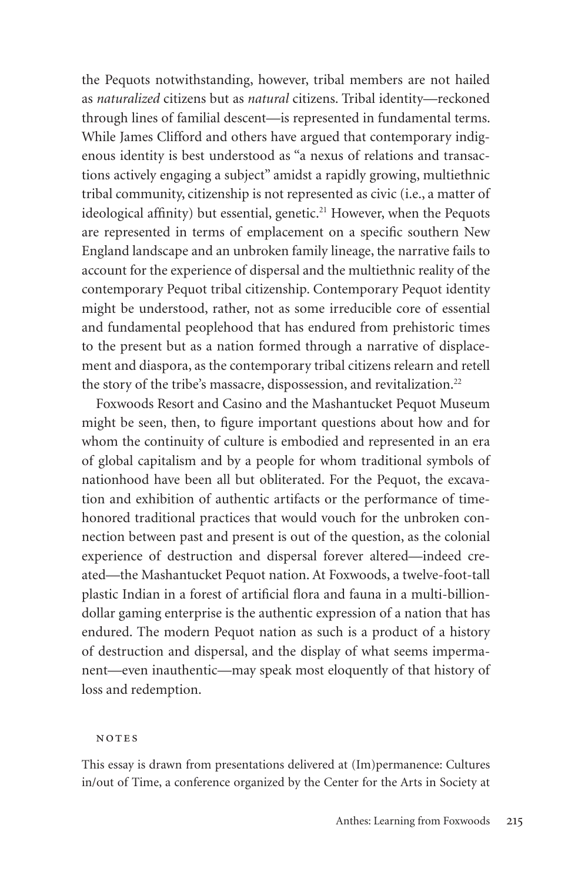the Pequots notwithstanding, however, tribal members are not hailed as *naturalized* citizens but as *natural* citizens. Tribal identity—reckoned through lines of familial descent—is represented in fundamental terms. While James Clifford and others have argued that contemporary indigenous identity is best understood as "a nexus of relations and transactions actively engaging a subject" amidst a rapidly growing, multiethnic tribal community, citizenship is not represented as civic (i.e., a matter of ideological affinity) but essential, genetic.[21] However, when the Pequots are represented in terms of emplacement on a specific southern New England landscape and an unbroken family lineage, the narrative fails to account for the experience of dispersal and the multiethnic reality of the contemporary Pequot tribal citizenship. Contemporary Pequot identity might be understood, rather, not as some irreducible core of essential and fundamental peoplehood that has endured from prehistoric times to the present but as a nation formed through a narrative of displacement and diaspora, as the contemporary tribal citizens relearn and retell the story of the tribe's massacre, dispossession, and revitalization.[22]

Foxwoods Resort and Casino and the Mashantucket Pequot Museum might be seen, then, to figure important questions about how and for whom the continuity of culture is embodied and represented in an era of global capitalism and by a people for whom traditional symbols of nationhood have been all but obliterated. For the Pequot, the excavation and exhibition of authentic artifacts or the performance of time-honored traditional practices that would vouch for the unbroken connection between past and present is out of the question, as the colonial experience of destruction and dispersal forever altered—indeed created—the Mashantucket Pequot nation. At Foxwoods, a twelve-foot-tall plastic Indian in a forest of artificial flora and fauna in a multi-billion-dollar gaming enterprise is the authentic expression of a nation that has endured. The modern Pequot nation as such is a product of a history of destruction and dispersal, and the display of what seems impermanent—even inauthentic—may speak most eloquently of that history of loss and redemption.

## NOTES

This essay is drawn from presentations delivered at (Im)permanence: Cultures in/out of Time, a conference organized by the Center for the Arts in Society at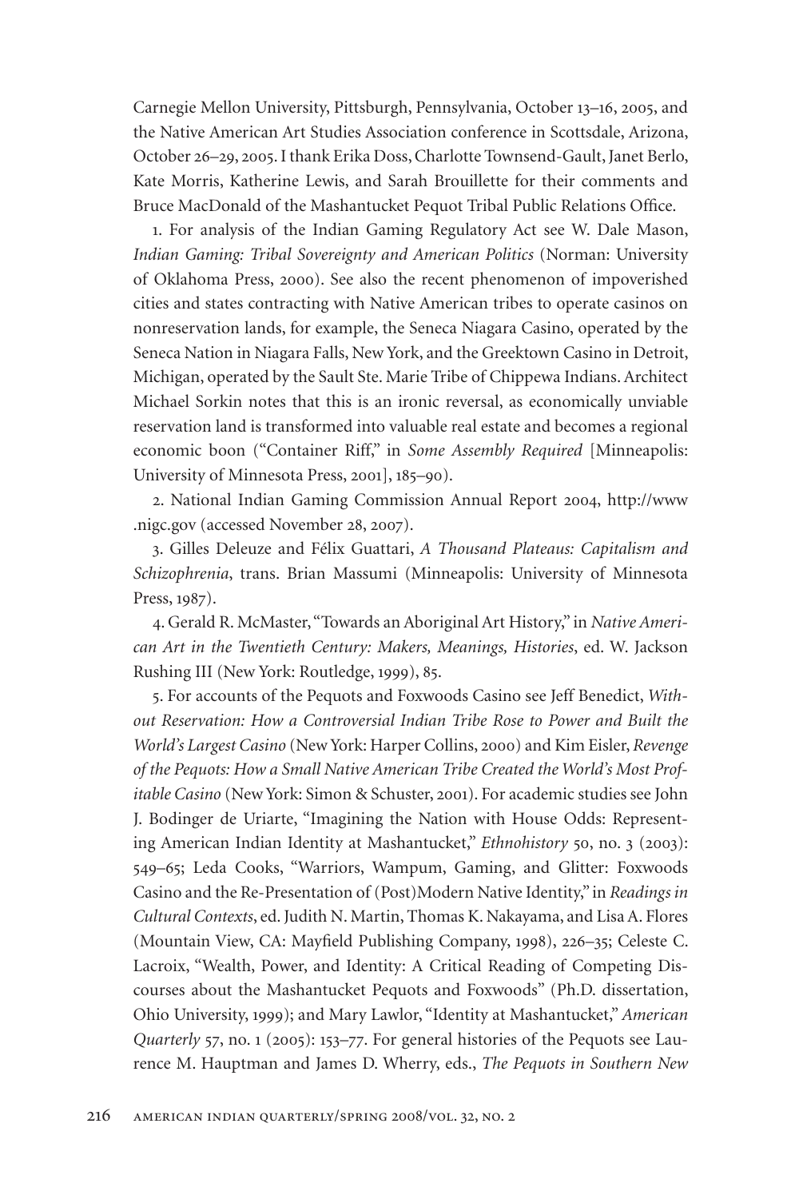Carnegie Mellon University, Pittsburgh, Pennsylvania, October 13–16, 2005, and the Native American Art Studies Association conference in Scottsdale, Arizona, October 26–29, 2005. I thank Erika Doss, Charlotte Townsend-Gault, Janet Berlo, Kate Morris, Katherine Lewis, and Sarah Brouillette for their comments and Bruce MacDonald of the Mashantucket Pequot Tribal Public Relations Office.

1. For analysis of the Indian Gaming Regulatory Act see W. Dale Mason, *Indian Gaming: Tribal Sovereignty and American Politics* (Norman: University of Oklahoma Press, 2000). See also the recent phenomenon of impoverished cities and states contracting with Native American tribes to operate casinos on nonreservation lands, for example, the Seneca Niagara Casino, operated by the Seneca Nation in Niagara Falls, New York, and the Greektown Casino in Detroit, Michigan, operated by the Sault Ste. Marie Tribe of Chippewa Indians. Architect Michael Sorkin notes that this is an ironic reversal, as economically unviable reservation land is transformed into valuable real estate and becomes a regional economic boon ("Container Riff," in *Some Assembly Required* [Minneapolis: University of Minnesota Press, 2001], 185–90).

2. National Indian Gaming Commission Annual Report 2004, http://www.nigc.gov (accessed November 28, 2007).

3. Gilles Deleuze and Félix Guattari, *A Thousand Plateaus: Capitalism and Schizophrenia*, trans. Brian Massumi (Minneapolis: University of Minnesota Press, 1987).

4. Gerald R. McMaster, "Towards an Aboriginal Art History," in *Native American Art in the Twentieth Century: Makers, Meanings, Histories*, ed. W. Jackson Rushing III (New York: Routledge, 1999), 85.

5. For accounts of the Pequots and Foxwoods Casino see Jeff Benedict, *Without Reservation: How a Controversial Indian Tribe Rose to Power and Built the World's Largest Casino* (New York: Harper Collins, 2000) and Kim Eisler, *Revenge of the Pequots: How a Small Native American Tribe Created the World's Most Profitable Casino* (New York: Simon & Schuster, 2001). For academic studies see John J. Bodinger de Uriarte, "Imagining the Nation with House Odds: Representing American Indian Identity at Mashantucket," *Ethnohistory* 50, no. 3 (2003): 549–65; Leda Cooks, "Warriors, Wampum, Gaming, and Glitter: Foxwoods Casino and the Re-Presentation of (Post)Modern Native Identity," in *Readings in Cultural Contexts*, ed. Judith N. Martin, Thomas K. Nakayama, and Lisa A. Flores (Mountain View, CA: Mayfield Publishing Company, 1998), 226–35; Celeste C. Lacroix, "Wealth, Power, and Identity: A Critical Reading of Competing Discourses about the Mashantucket Pequots and Foxwoods" (Ph.D. dissertation, Ohio University, 1999); and Mary Lawlor, "Identity at Mashantucket," *American Quarterly* 57, no. 1 (2005): 153–77. For general histories of the Pequots see Laurence M. Hauptman and James D. Wherry, eds., *The Pequots in Southern New*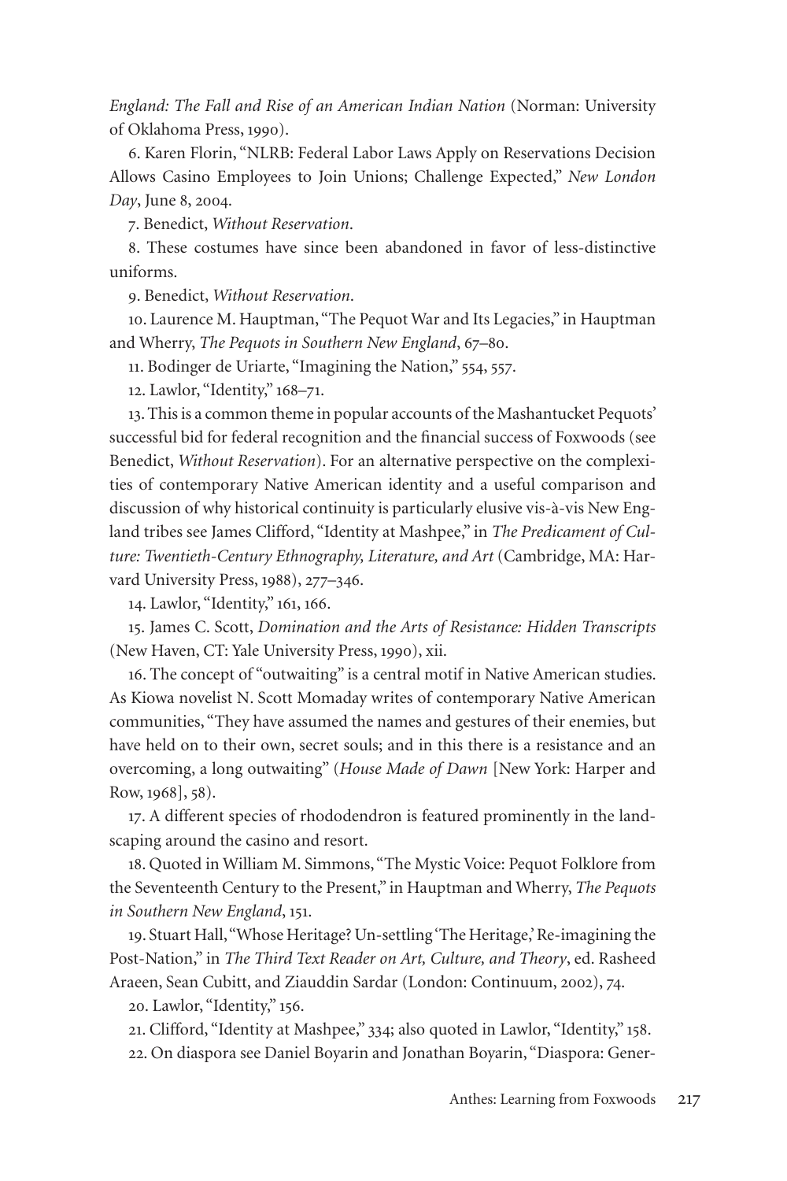*England: The Fall and Rise of an American Indian Nation* (Norman: University of Oklahoma Press, 1990).

6. Karen Florin, "NLRB: Federal Labor Laws Apply on Reservations Decision Allows Casino Employees to Join Unions; Challenge Expected," *New London Day*, June 8, 2004.

7. Benedict, *Without Reservation*.

8. These costumes have since been abandoned in favor of less-distinctive uniforms.

9. Benedict, *Without Reservation*.

10. Laurence M. Hauptman, "The Pequot War and Its Legacies," in Hauptman and Wherry, *The Pequots in Southern New England*, 67–80.

11. Bodinger de Uriarte, "Imagining the Nation," 554, 557.

12. Lawlor, "Identity," 168–71.

13. This is a common theme in popular accounts of the Mashantucket Pequots' successful bid for federal recognition and the financial success of Foxwoods (see Benedict, *Without Reservation*). For an alternative perspective on the complexities of contemporary Native American identity and a useful comparison and discussion of why historical continuity is particularly elusive vis-à-vis New England tribes see James Clifford, "Identity at Mashpee," in *The Predicament of Culture: Twentieth-Century Ethnography, Literature, and Art* (Cambridge, MA: Harvard University Press, 1988), 277–346.

14. Lawlor, "Identity," 161, 166.

15. James C. Scott, *Domination and the Arts of Resistance: Hidden Transcripts* (New Haven, CT: Yale University Press, 1990), xii.

16. The concept of "outwaiting" is a central motif in Native American studies. As Kiowa novelist N. Scott Momaday writes of contemporary Native American communities, "They have assumed the names and gestures of their enemies, but have held on to their own, secret souls; and in this there is a resistance and an overcoming, a long outwaiting" (*House Made of Dawn* [New York: Harper and Row, 1968], 58).

17. A different species of rhododendron is featured prominently in the landscaping around the casino and resort.

18. Quoted in William M. Simmons, "The Mystic Voice: Pequot Folklore from the Seventeenth Century to the Present," in Hauptman and Wherry, *The Pequots in Southern New England*, 151.

19. Stuart Hall, "Whose Heritage? Un-settling 'The Heritage,' Re-imagining the Post-Nation," in *The Third Text Reader on Art, Culture, and Theory*, ed. Rasheed Araeen, Sean Cubitt, and Ziauddin Sardar (London: Continuum, 2002), 74.

20. Lawlor, "Identity," 156.

21. Clifford, "Identity at Mashpee," 334; also quoted in Lawlor, "Identity," 158.

22. On diaspora see Daniel Boyarin and Jonathan Boyarin, "Diaspora: Gener-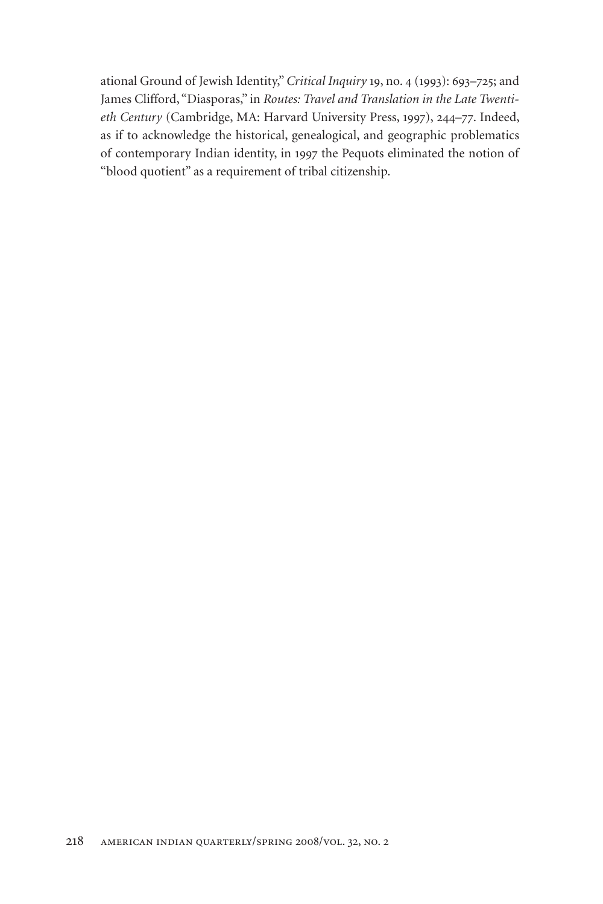ational Ground of Jewish Identity," *Critical Inquiry* 19, no. 4 (1993): 693–725; and James Clifford, "Diasporas," in *Routes: Travel and Translation in the Late Twentieth Century* (Cambridge, MA: Harvard University Press, 1997), 244–77. Indeed, as if to acknowledge the historical, genealogical, and geographic problematics of contemporary Indian identity, in 1997 the Pequots eliminated the notion of "blood quotient" as a requirement of tribal citizenship.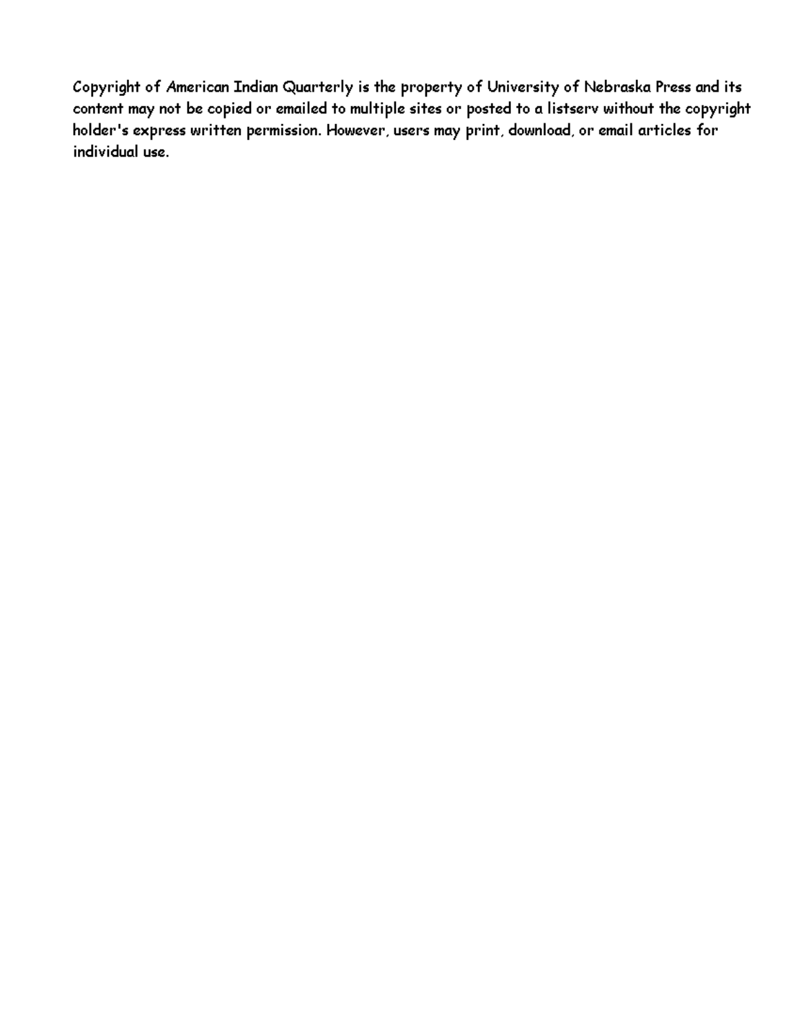Copyright of American Indian Quarterly is the property of University of Nebraska Press and its content may not be copied or emailed to multiple sites or posted to a listserv without the copyright holder's express written permission. However, users may print, download, or email articles for individual use.